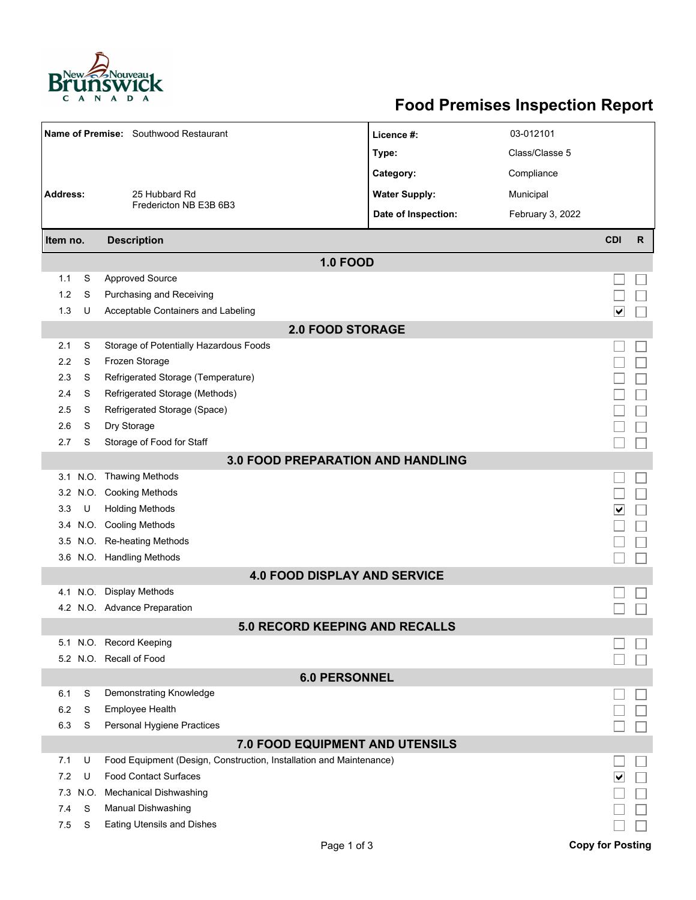# Food Premises Inspection Report

| | | | |
|---|---|---|---|
| **Name of Premise:** | Southwood Restaurant | **Licence #:** | 03-012101 |
| | | **Type:** | Class/Classe 5 |
| | | **Category:** | Compliance |
| **Address:** | 25 Hubbard Rd<br>Fredericton NB E3B 6B3 | **Water Supply:** | Municipal |
| | | **Date of Inspection:** | February 3, 2022 |

| Item no. | | Description | CDI | R |
|---|---|---|---|---|
| | | **1.0 FOOD** | | |
| 1.1 | S | Approved Source | ☐ | ☐ |
| 1.2 | S | Purchasing and Receiving | ☐ | ☐ |
| 1.3 | U | Acceptable Containers and Labeling | ☑ | ☐ |
| | | **2.0 FOOD STORAGE** | | |
| 2.1 | S | Storage of Potentially Hazardous Foods | ☐ | ☐ |
| 2.2 | S | Frozen Storage | ☐ | ☐ |
| 2.3 | S | Refrigerated Storage (Temperature) | ☐ | ☐ |
| 2.4 | S | Refrigerated Storage (Methods) | ☐ | ☐ |
| 2.5 | S | Refrigerated Storage (Space) | ☐ | ☐ |
| 2.6 | S | Dry Storage | ☐ | ☐ |
| 2.7 | S | Storage of Food for Staff | ☐ | ☐ |
| | | **3.0 FOOD PREPARATION AND HANDLING** | | |
| 3.1 | N.O. | Thawing Methods | ☐ | ☐ |
| 3.2 | N.O. | Cooking Methods | ☐ | ☐ |
| 3.3 | U | Holding Methods | ☑ | ☐ |
| 3.4 | N.O. | Cooling Methods | ☐ | ☐ |
| 3.5 | N.O. | Re-heating Methods | ☐ | ☐ |
| 3.6 | N.O. | Handling Methods | ☐ | ☐ |
| | | **4.0 FOOD DISPLAY AND SERVICE** | | |
| 4.1 | N.O. | Display Methods | ☐ | ☐ |
| 4.2 | N.O. | Advance Preparation | ☐ | ☐ |
| | | **5.0 RECORD KEEPING AND RECALLS** | | |
| 5.1 | N.O. | Record Keeping | ☐ | ☐ |
| 5.2 | N.O. | Recall of Food | ☐ | ☐ |
| | | **6.0 PERSONNEL** | | |
| 6.1 | S | Demonstrating Knowledge | ☐ | ☐ |
| 6.2 | S | Employee Health | ☐ | ☐ |
| 6.3 | S | Personal Hygiene Practices | ☐ | ☐ |
| | | **7.0 FOOD EQUIPMENT AND UTENSILS** | | |
| 7.1 | U | Food Equipment (Design, Construction, Installation and Maintenance) | ☐ | ☐ |
| 7.2 | U | Food Contact Surfaces | ☑ | ☐ |
| 7.3 | N.O. | Mechanical Dishwashing | ☐ | ☐ |
| 7.4 | S | Manual Dishwashing | ☐ | ☐ |
| 7.5 | S | Eating Utensils and Dishes | ☐ | ☐ |

**Copy for Posting**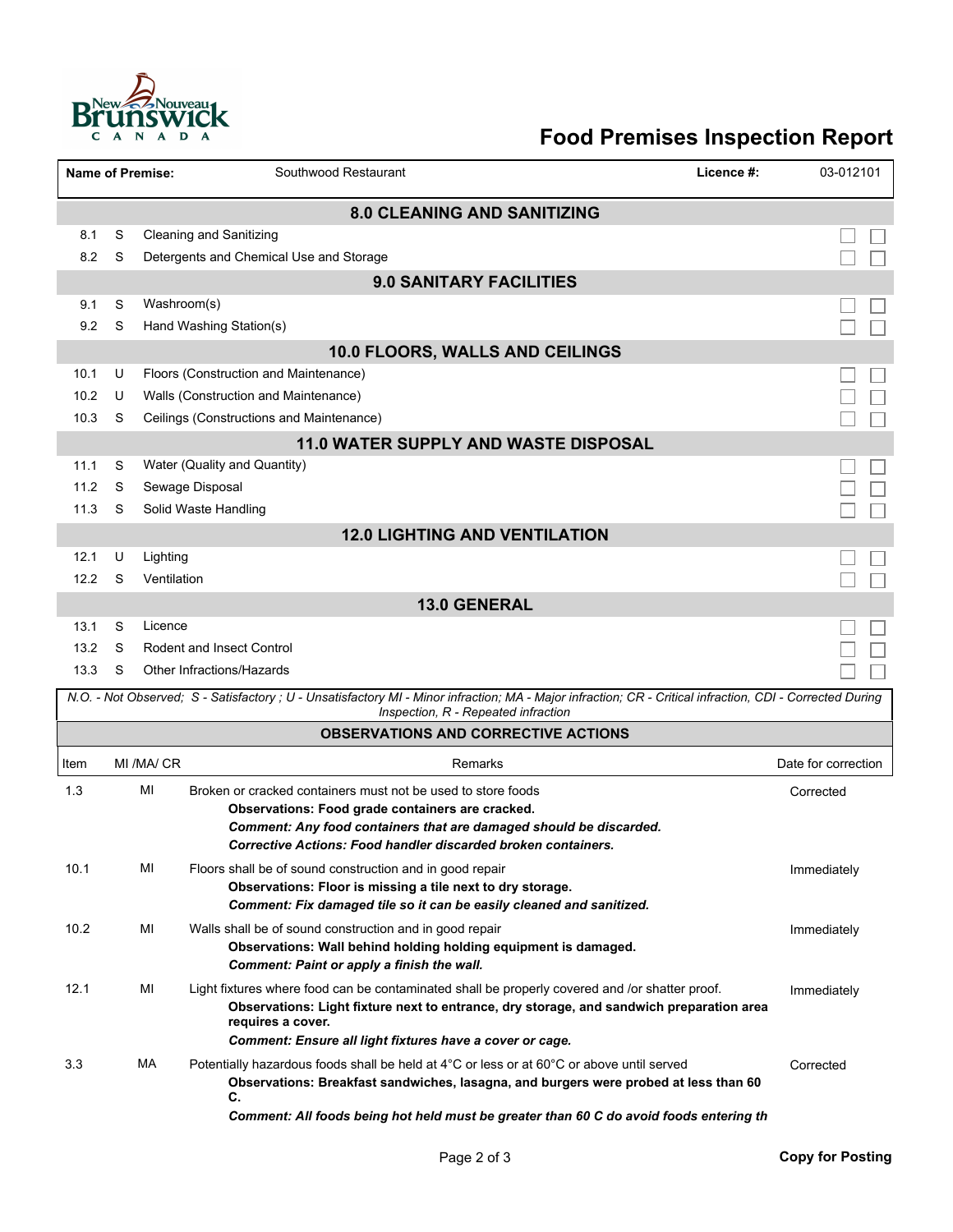# Food Premises Inspection Report

| Name of Premise: | Southwood Restaurant | Licence #: | 03-012101 |
|---|---|---|---|

## 8.0 CLEANING AND SANITIZING

| | | | | |
|---|---|---|---|---|
| 8.1 | S | Cleaning and Sanitizing | | |
| 8.2 | S | Detergents and Chemical Use and Storage | | |

## 9.0 SANITARY FACILITIES

| | | | | |
|---|---|---|---|---|
| 9.1 | S | Washroom(s) | | |
| 9.2 | S | Hand Washing Station(s) | | |

## 10.0 FLOORS, WALLS AND CEILINGS

| | | | | |
|---|---|---|---|---|
| 10.1 | U | Floors (Construction and Maintenance) | | |
| 10.2 | U | Walls (Construction and Maintenance) | | |
| 10.3 | S | Ceilings (Constructions and Maintenance) | | |

## 11.0 WATER SUPPLY AND WASTE DISPOSAL

| | | | | |
|---|---|---|---|---|
| 11.1 | S | Water (Quality and Quantity) | | |
| 11.2 | S | Sewage Disposal | | |
| 11.3 | S | Solid Waste Handling | | |

## 12.0 LIGHTING AND VENTILATION

| | | | | |
|---|---|---|---|---|
| 12.1 | U | Lighting | | |
| 12.2 | S | Ventilation | | |

## 13.0 GENERAL

| | | | | |
|---|---|---|---|---|
| 13.1 | S | Licence | | |
| 13.2 | S | Rodent and Insect Control | | |
| 13.3 | S | Other Infractions/Hazards | | |

*N.O. - Not Observed; S - Satisfactory ; U - Unsatisfactory MI - Minor infraction; MA - Major infraction; CR - Critical infraction, CDI - Corrected During Inspection, R - Repeated infraction*

## OBSERVATIONS AND CORRECTIVE ACTIONS

| Item | MI /MA/ CR | Remarks | Date for correction |
|---|---|---|---|
| 1.3 | MI | Broken or cracked containers must not be used to store foods<br>**Observations: Food grade containers are cracked.**<br>***Comment: Any food containers that are damaged should be discarded.***<br>***Corrective Actions: Food handler discarded broken containers.*** | Corrected |
| 10.1 | MI | Floors shall be of sound construction and in good repair<br>**Observations: Floor is missing a tile next to dry storage.**<br>***Comment: Fix damaged tile so it can be easily cleaned and sanitized.*** | Immediately |
| 10.2 | MI | Walls shall be of sound construction and in good repair<br>**Observations: Wall behind holding holding equipment is damaged.**<br>***Comment: Paint or apply a finish the wall.*** | Immediately |
| 12.1 | MI | Light fixtures where food can be contaminated shall be properly covered and /or shatter proof.<br>**Observations: Light fixture next to entrance, dry storage, and sandwich preparation area requires a cover.**<br>***Comment: Ensure all light fixtures have a cover or cage.*** | Immediately |
| 3.3 | MA | Potentially hazardous foods shall be held at 4°C or less or at 60°C or above until served<br>**Observations: Breakfast sandwiches, lasagna, and burgers were probed at less than 60 C.**<br>***Comment: All foods being hot held must be greater than 60 C do avoid foods entering th*** | Corrected |

**Copy for Posting**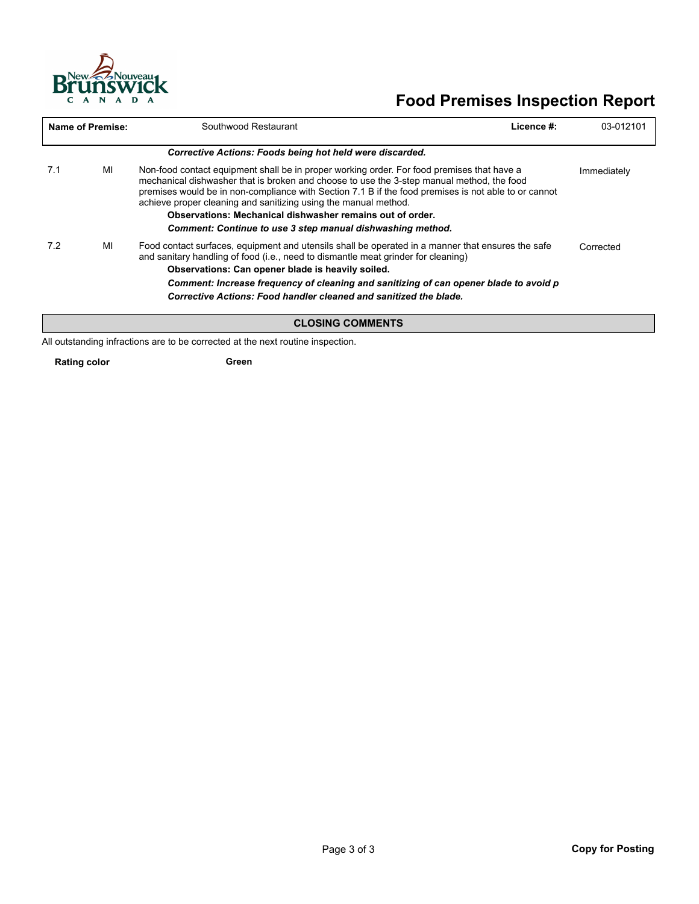# Food Premises Inspection Report

| Name of Premise: | Southwood Restaurant | Licence #: | 03-012101 |
|---|---|---|---|

***Corrective Actions: Foods being hot held were discarded.***

| | | | |
|---|---|---|---|
| 7.1 | MI | Non-food contact equipment shall be in proper working order. For food premises that have a mechanical dishwasher that is broken and choose to use the 3-step manual method, the food premises would be in non-compliance with Section 7.1 B if the food premises is not able to or cannot achieve proper cleaning and sanitizing using the manual method.<br>**Observations: Mechanical dishwasher remains out of order.**<br>***Comment: Continue to use 3 step manual dishwashing method.*** | Immediately |
| 7.2 | MI | Food contact surfaces, equipment and utensils shall be operated in a manner that ensures the safe and sanitary handling of food (i.e., need to dismantle meat grinder for cleaning)<br>**Observations: Can opener blade is heavily soiled.**<br>***Comment: Increase frequency of cleaning and sanitizing of can opener blade to avoid p***<br>***Corrective Actions: Food handler cleaned and sanitized the blade.*** | Corrected |

## CLOSING COMMENTS

All outstanding infractions are to be corrected at the next routine inspection.

**Rating color** **Green**

**Copy for Posting**